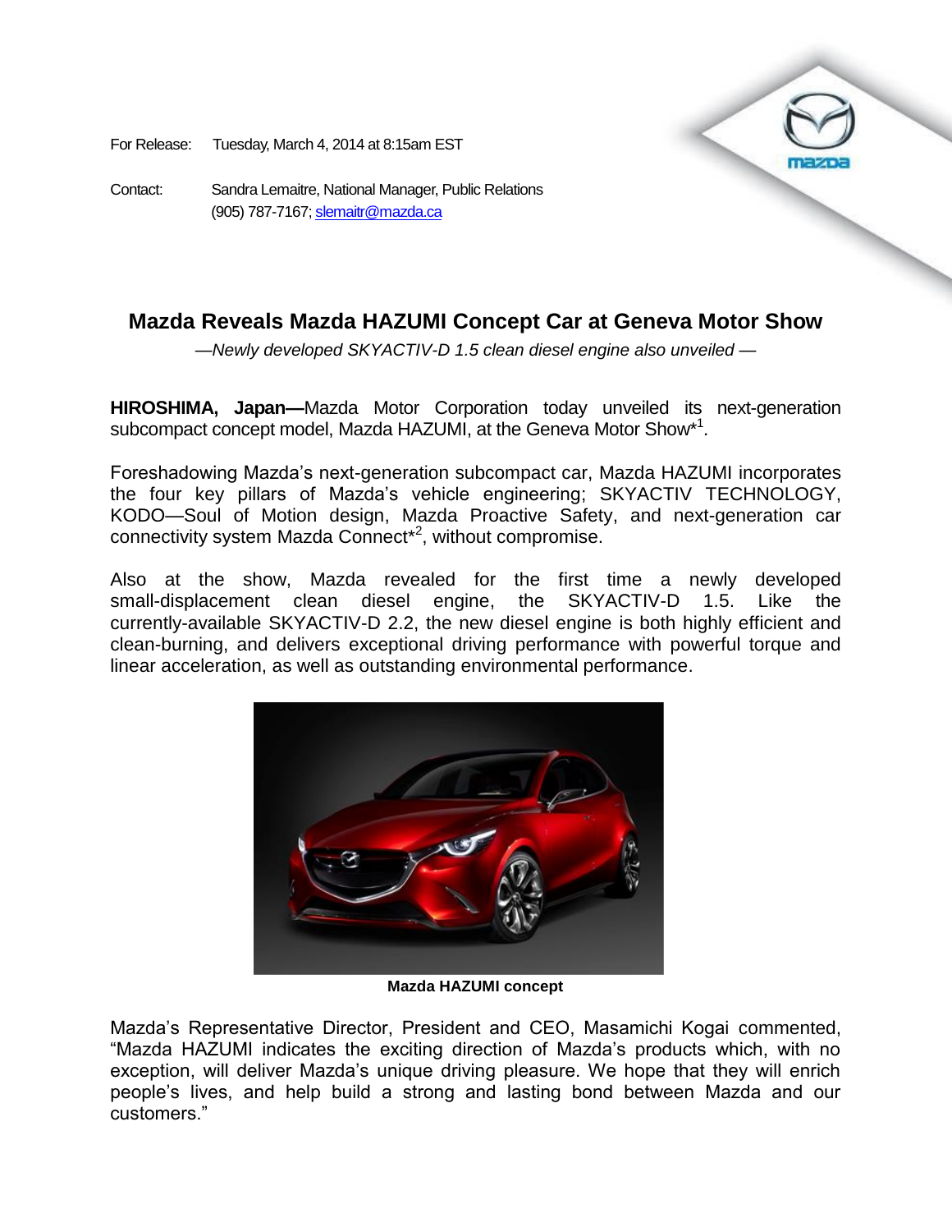For Release: Tuesday, March 4, 2014 at 8:15am EST

Contact: Sandra Lemaitre, National Manager, Public Relations
(905) 787-7167; slemaitr@mazda.ca

# Mazda Reveals Mazda HAZUMI Concept Car at Geneva Motor Show

*—Newly developed SKYACTIV-D 1.5 clean diesel engine also unveiled —*

**HIROSHIMA, Japan—**Mazda Motor Corporation today unveiled its next-generation subcompact concept model, Mazda HAZUMI, at the Geneva Motor Show*[1].

Foreshadowing Mazda's next-generation subcompact car, Mazda HAZUMI incorporates the four key pillars of Mazda's vehicle engineering; SKYACTIV TECHNOLOGY, KODO—Soul of Motion design, Mazda Proactive Safety, and next-generation car connectivity system Mazda Connect*[2], without compromise.

Also at the show, Mazda revealed for the first time a newly developed small-displacement clean diesel engine, the SKYACTIV-D 1.5. Like the currently-available SKYACTIV-D 2.2, the new diesel engine is both highly efficient and clean-burning, and delivers exceptional driving performance with powerful torque and linear acceleration, as well as outstanding environmental performance.

**Mazda HAZUMI concept**

Mazda's Representative Director, President and CEO, Masamichi Kogai commented, "Mazda HAZUMI indicates the exciting direction of Mazda's products which, with no exception, will deliver Mazda's unique driving pleasure. We hope that they will enrich people's lives, and help build a strong and lasting bond between Mazda and our customers."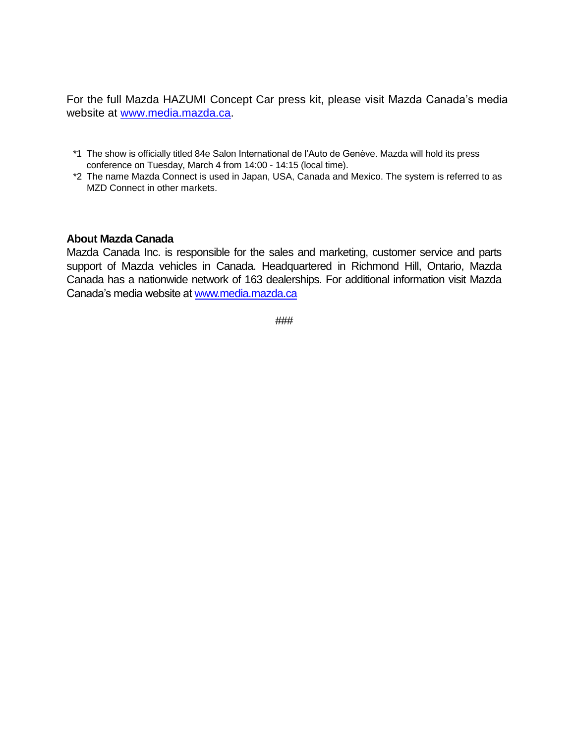For the full Mazda HAZUMI Concept Car press kit, please visit Mazda Canada's media website at www.media.mazda.ca.

*1 The show is officially titled 84e Salon International de l'Auto de Genève. Mazda will hold its press conference on Tuesday, March 4 from 14:00 - 14:15 (local time).

*2 The name Mazda Connect is used in Japan, USA, Canada and Mexico. The system is referred to as MZD Connect in other markets.

**About Mazda Canada**

Mazda Canada Inc. is responsible for the sales and marketing, customer service and parts support of Mazda vehicles in Canada. Headquartered in Richmond Hill, Ontario, Mazda Canada has a nationwide network of 163 dealerships. For additional information visit Mazda Canada's media website at www.media.mazda.ca

###